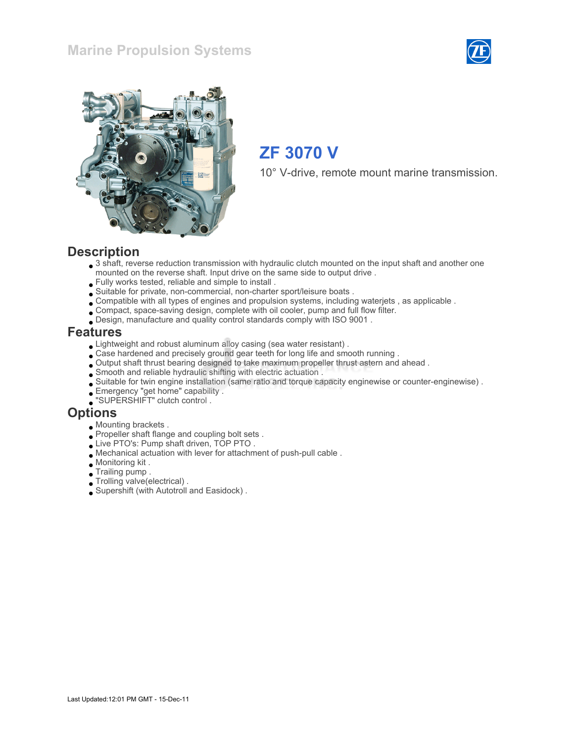# Marine Propulsion Systems

## ZF 3070 V

10° V-drive, remote mount marine transmission.

## Description

- 3 shaft, reverse reduction transmission with hydraulic clutch mounted on the input shaft and another one mounted on the reverse shaft. Input drive on the same side to output drive .
- Fully works tested, reliable and simple to install .
- Suitable for private, non-commercial, non-charter sport/leisure boats .
- Compatible with all types of engines and propulsion systems, including waterjets , as applicable .
- Compact, space-saving design, complete with oil cooler, pump and full flow filter.
- Design, manufacture and quality control standards comply with ISO 9001 .

## Features

- Lightweight and robust aluminum alloy casing (sea water resistant) .
- Case hardened and precisely ground gear teeth for long life and smooth running .
- Output shaft thrust bearing designed to take maximum propeller thrust astern and ahead .
- Smooth and reliable hydraulic shifting with electric actuation .
- Suitable for twin engine installation (same ratio and torque capacity enginewise or counter-enginewise) .
- Emergency "get home" capability .
- "SUPERSHIFT" clutch control .

## Options

- Mounting brackets .
- Propeller shaft flange and coupling bolt sets .
- Live PTO's: Pump shaft driven, TOP PTO .
- Mechanical actuation with lever for attachment of push-pull cable .
- Monitoring kit .
- Trailing pump .
- Trolling valve(electrical) .
- Supershift (with Autotroll and Easidock) .

Last Updated:12:01 PM GMT - 15-Dec-11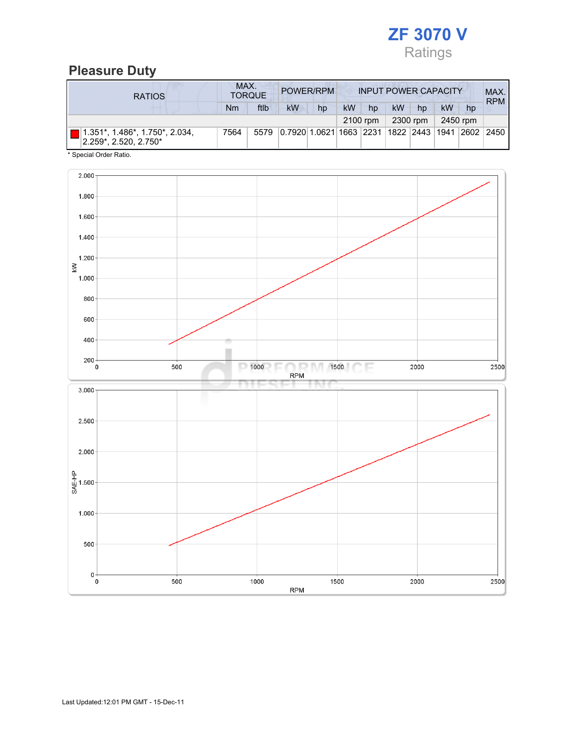# ZF 3070 V

Ratings

## Pleasure Duty

| RATIOS | MAX. TORQUE | | POWER/RPM | | INPUT POWER CAPACITY | | | | | | MAX. RPM |
|---|---|---|---|---|---|---|---|---|---|---|---|
| | Nm | ftlb | kW | hp | kW | hp | kW | hp | kW | hp | |
| | | | | | 2100 rpm | | 2300 rpm | | 2450 rpm | | |
| 1.351*, 1.486*, 1.750*, 2.034, 2.259*, 2.520, 2.750* | 7564 | 5579 | 0.7920 | 1.0621 | 1663 | 2231 | 1822 | 2443 | 1941 | 2602 | 2450 |

* Special Order Ratio.

Last Updated:12:01 PM GMT - 15-Dec-11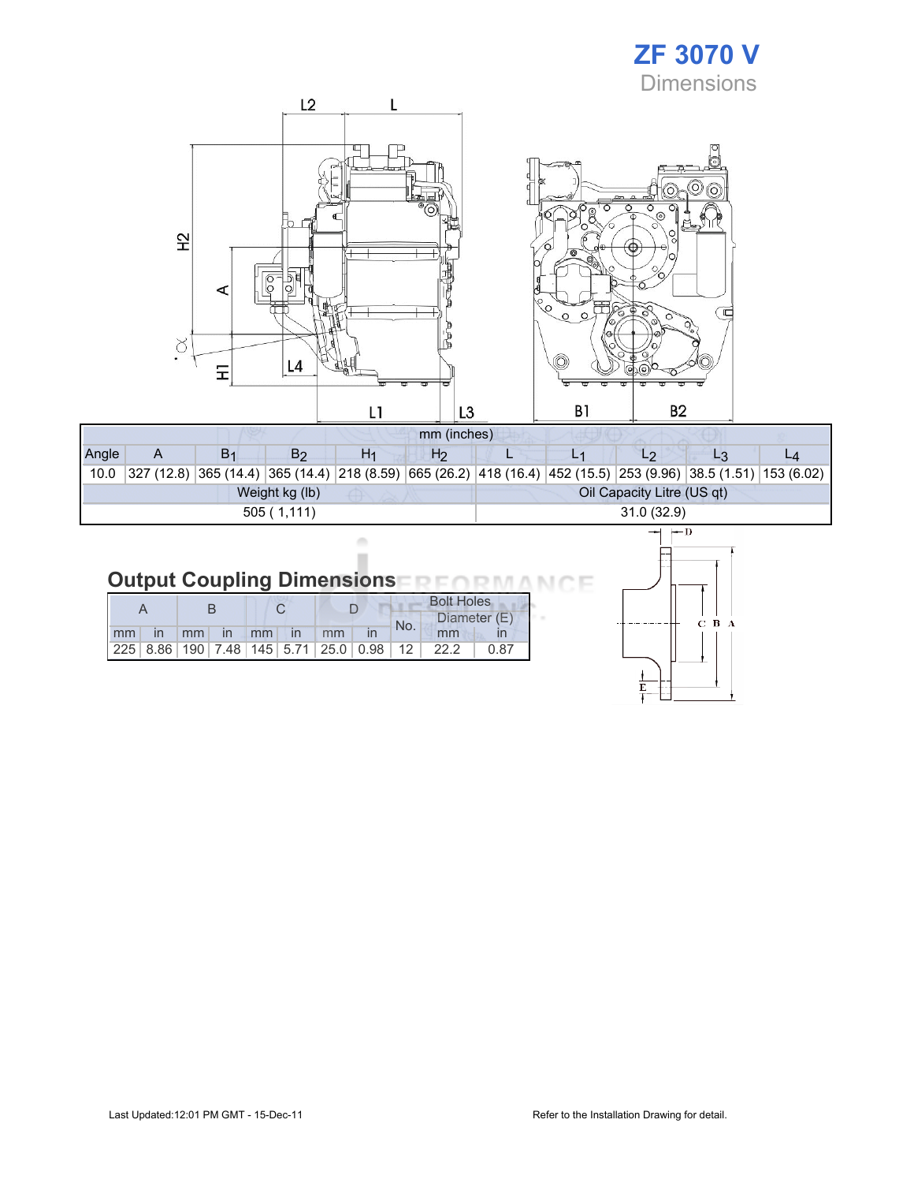# ZF 3070 V

## Dimensions

| mm (inches) | | | | | | | | | | |
|---|---|---|---|---|---|---|---|---|---|---|
| Angle | A | $B_1$ | $B_2$ | $H_1$ | $H_2$ | L | $L_1$ | $L_2$ | $L_3$ | $L_4$ |
| 10.0 | 327 (12.8) | 365 (14.4) | 365 (14.4) | 218 (8.59) | 665 (26.2) | 418 (16.4) | 452 (15.5) | 253 (9.96) | 38.5 (1.51) | 153 (6.02) |

| Weight kg (lb) | Oil Capacity Litre (US qt) |
|---|---|
| 505 ( 1,111) | 31.0 (32.9) |

## Output Coupling Dimensions

| A | | B | | C | | D | | Bolt Holes | | |
|---|---|---|---|---|---|---|---|---|---|---|
| | | | | | | | | No. | Diameter (E) | |
| mm | in | mm | in | mm | in | mm | in | | mm | in |
| 225 | 8.86 | 190 | 7.48 | 145 | 5.71 | 25.0 | 0.98 | 12 | 22.2 | 0.87 |

Last Updated:12:01 PM GMT - 15-Dec-11

Refer to the Installation Drawing for detail.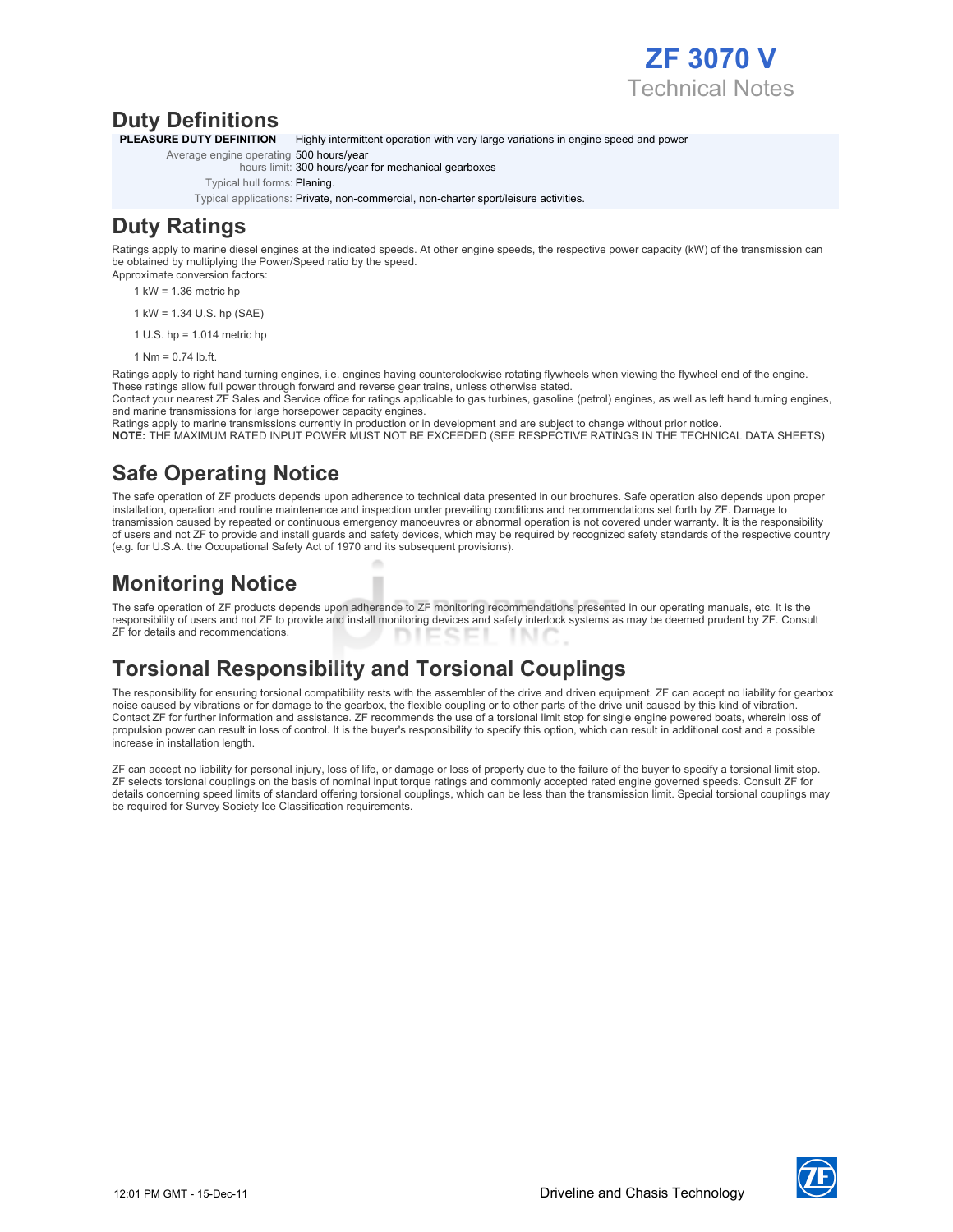# ZF 3070 V
Technical Notes

## Duty Definitions

| | |
|---|---|
| **PLEASURE DUTY DEFINITION** | Highly intermittent operation with very large variations in engine speed and power |
| Average engine operating hours limit: | 500 hours/year<br>300 hours/year for mechanical gearboxes |
| Typical hull forms: | Planing. |
| Typical applications: | Private, non-commercial, non-charter sport/leisure activities. |

## Duty Ratings

Ratings apply to marine diesel engines at the indicated speeds. At other engine speeds, the respective power capacity (kW) of the transmission can be obtained by multiplying the Power/Speed ratio by the speed.
Approximate conversion factors:

1 kW = 1.36 metric hp

1 kW = 1.34 U.S. hp (SAE)

1 U.S. hp = 1.014 metric hp

1 Nm = 0.74 lb.ft.

Ratings apply to right hand turning engines, i.e. engines having counterclockwise rotating flywheels when viewing the flywheel end of the engine. These ratings allow full power through forward and reverse gear trains, unless otherwise stated.
Contact your nearest ZF Sales and Service office for ratings applicable to gas turbines, gasoline (petrol) engines, as well as left hand turning engines, and marine transmissions for large horsepower capacity engines.
Ratings apply to marine transmissions currently in production or in development and are subject to change without prior notice.
**NOTE:** THE MAXIMUM RATED INPUT POWER MUST NOT BE EXCEEDED (SEE RESPECTIVE RATINGS IN THE TECHNICAL DATA SHEETS)

## Safe Operating Notice

The safe operation of ZF products depends upon adherence to technical data presented in our brochures. Safe operation also depends upon proper installation, operation and routine maintenance and inspection under prevailing conditions and recommendations set forth by ZF. Damage to transmission caused by repeated or continuous emergency manoeuvres or abnormal operation is not covered under warranty. It is the responsibility of users and not ZF to provide and install guards and safety devices, which may be required by recognized safety standards of the respective country (e.g. for U.S.A. the Occupational Safety Act of 1970 and its subsequent provisions).

## Monitoring Notice

The safe operation of ZF products depends upon adherence to ZF monitoring recommendations presented in our operating manuals, etc. It is the responsibility of users and not ZF to provide and install monitoring devices and safety interlock systems as may be deemed prudent by ZF. Consult ZF for details and recommendations.

## Torsional Responsibility and Torsional Couplings

The responsibility for ensuring torsional compatibility rests with the assembler of the drive and driven equipment. ZF can accept no liability for gearbox noise caused by vibrations or for damage to the gearbox, the flexible coupling or to other parts of the drive unit caused by this kind of vibration. Contact ZF for further information and assistance. ZF recommends the use of a torsional limit stop for single engine powered boats, wherein loss of propulsion power can result in loss of control. It is the buyer's responsibility to specify this option, which can result in additional cost and a possible increase in installation length.

ZF can accept no liability for personal injury, loss of life, or damage or loss of property due to the failure of the buyer to specify a torsional limit stop. ZF selects torsional couplings on the basis of nominal input torque ratings and commonly accepted rated engine governed speeds. Consult ZF for details concerning speed limits of standard offering torsional couplings, which can be less than the transmission limit. Special torsional couplings may be required for Survey Society Ice Classification requirements.

12:01 PM GMT - 15-Dec-11

Driveline and Chasis Technology